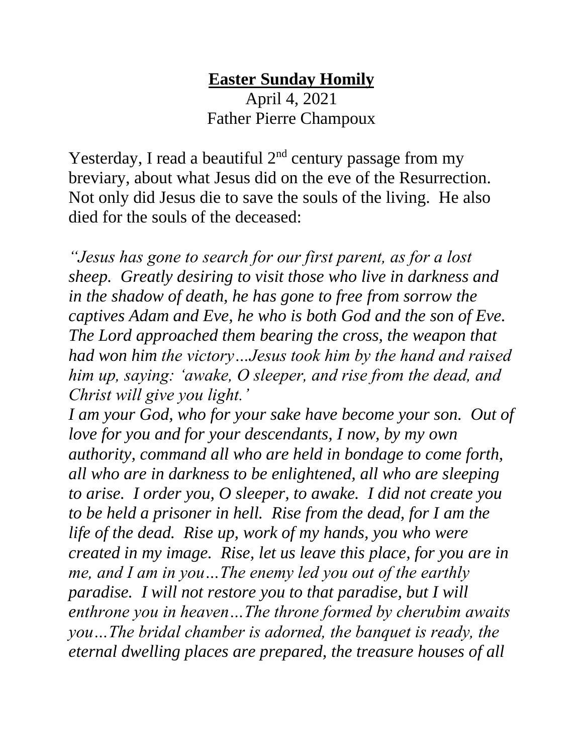**Easter Sunday Homily**

April 4, 2021

Father Pierre Champoux

Yesterday, I read a beautiful 2nd century passage from my breviary, about what Jesus did on the eve of the Resurrection. Not only did Jesus die to save the souls of the living. He also died for the souls of the deceased:

*"Jesus has gone to search for our first parent, as for a lost sheep. Greatly desiring to visit those who live in darkness and in the shadow of death, he has gone to free from sorrow the captives Adam and Eve, he who is both God and the son of Eve. The Lord approached them bearing the cross, the weapon that had won him the victory…Jesus took him by the hand and raised him up, saying: 'awake, O sleeper, and rise from the dead, and Christ will give you light.'*

*I am your God, who for your sake have become your son. Out of love for you and for your descendants, I now, by my own authority, command all who are held in bondage to come forth, all who are in darkness to be enlightened, all who are sleeping to arise. I order you, O sleeper, to awake. I did not create you to be held a prisoner in hell. Rise from the dead, for I am the life of the dead. Rise up, work of my hands, you who were created in my image. Rise, let us leave this place, for you are in me, and I am in you…The enemy led you out of the earthly paradise. I will not restore you to that paradise, but I will enthrone you in heaven…The throne formed by cherubim awaits you…The bridal chamber is adorned, the banquet is ready, the eternal dwelling places are prepared, the treasure houses of all*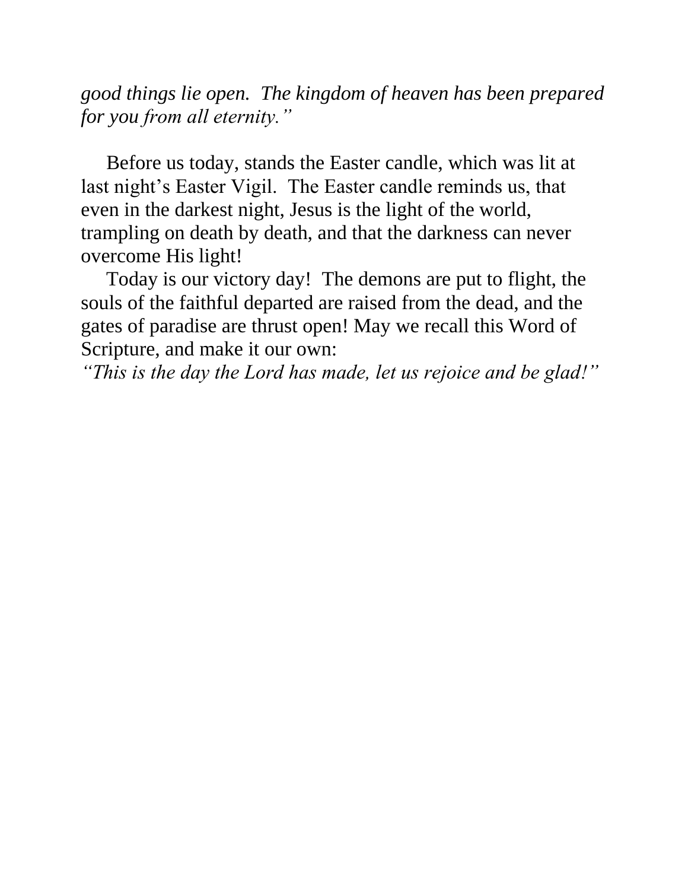*good things lie open. The kingdom of heaven has been prepared for you from all eternity."*

Before us today, stands the Easter candle, which was lit at last night's Easter Vigil. The Easter candle reminds us, that even in the darkest night, Jesus is the light of the world, trampling on death by death, and that the darkness can never overcome His light!

Today is our victory day! The demons are put to flight, the souls of the faithful departed are raised from the dead, and the gates of paradise are thrust open! May we recall this Word of Scripture, and make it our own:

*"This is the day the Lord has made, let us rejoice and be glad!"*